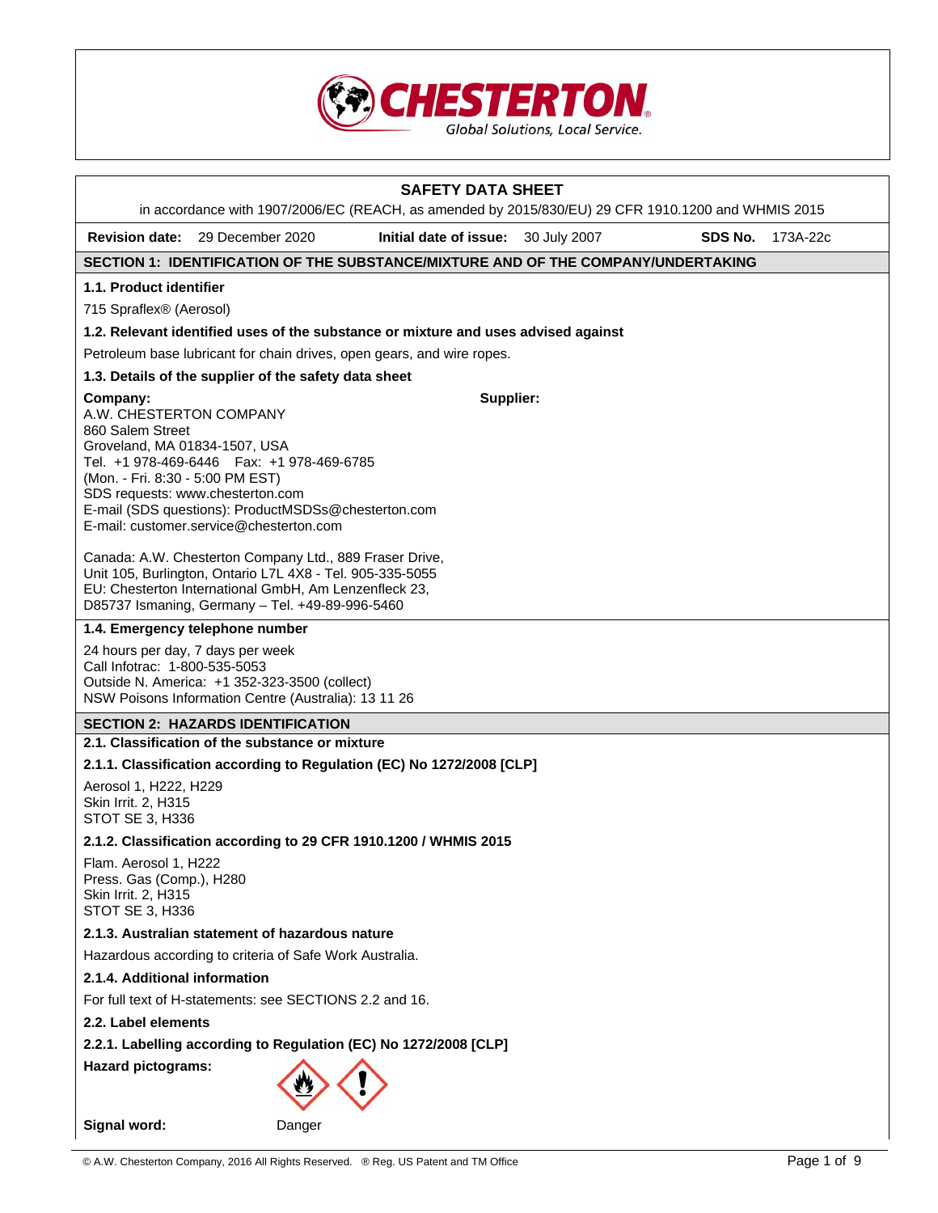CHESTERTON
Global Solutions, Local Service.

# SAFETY DATA SHEET

in accordance with 1907/2006/EC (REACH, as amended by 2015/830/EU) 29 CFR 1910.1200 and WHMIS 2015

**Revision date:** 29 December 2020 **Initial date of issue:** 30 July 2007 **SDS No.** 173A-22c

## SECTION 1: IDENTIFICATION OF THE SUBSTANCE/MIXTURE AND OF THE COMPANY/UNDERTAKING

### 1.1. Product identifier

715 Spraflex® (Aerosol)

### 1.2. Relevant identified uses of the substance or mixture and uses advised against

Petroleum base lubricant for chain drives, open gears, and wire ropes.

### 1.3. Details of the supplier of the safety data sheet

**Company:**
A.W. CHESTERTON COMPANY
860 Salem Street
Groveland, MA 01834-1507, USA
Tel. +1 978-469-6446 Fax: +1 978-469-6785
(Mon. - Fri. 8:30 - 5:00 PM EST)
SDS requests: www.chesterton.com
E-mail (SDS questions): ProductMSDSs@chesterton.com
E-mail: customer.service@chesterton.com

**Supplier:**

Canada: A.W. Chesterton Company Ltd., 889 Fraser Drive, Unit 105, Burlington, Ontario L7L 4X8 - Tel. 905-335-5055
EU: Chesterton International GmbH, Am Lenzenfleck 23, D85737 Ismaning, Germany – Tel. +49-89-996-5460

### 1.4. Emergency telephone number

24 hours per day, 7 days per week
Call Infotrac: 1-800-535-5053
Outside N. America: +1 352-323-3500 (collect)
NSW Poisons Information Centre (Australia): 13 11 26

## SECTION 2: HAZARDS IDENTIFICATION

### 2.1. Classification of the substance or mixture

#### 2.1.1. Classification according to Regulation (EC) No 1272/2008 [CLP]

Aerosol 1, H222, H229
Skin Irrit. 2, H315
STOT SE 3, H336

#### 2.1.2. Classification according to 29 CFR 1910.1200 / WHMIS 2015

Flam. Aerosol 1, H222
Press. Gas (Comp.), H280
Skin Irrit. 2, H315
STOT SE 3, H336

#### 2.1.3. Australian statement of hazardous nature

Hazardous according to criteria of Safe Work Australia.

#### 2.1.4. Additional information

For full text of H-statements: see SECTIONS 2.2 and 16.

### 2.2. Label elements

#### 2.2.1. Labelling according to Regulation (EC) No 1272/2008 [CLP]

**Hazard pictograms:**

**Signal word:** Danger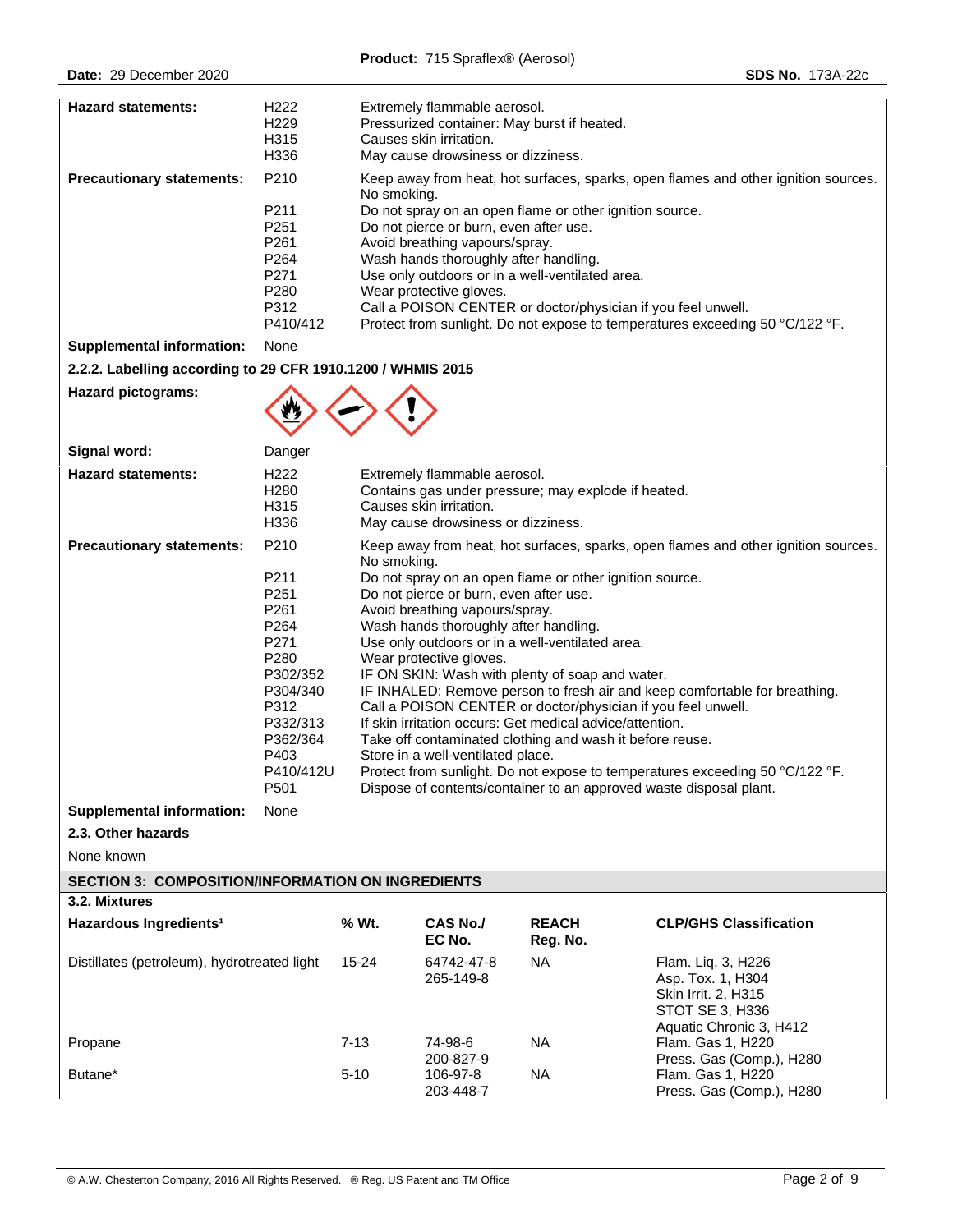**Hazard statements:**

| | |
|---|---|
| H222 | Extremely flammable aerosol. |
| H229 | Pressurized container: May burst if heated. |
| H315 | Causes skin irritation. |
| H336 | May cause drowsiness or dizziness. |

**Precautionary statements:**

| | |
|---|---|
| P210 | Keep away from heat, hot surfaces, sparks, open flames and other ignition sources. No smoking. |
| P211 | Do not spray on an open flame or other ignition source. |
| P251 | Do not pierce or burn, even after use. |
| P261 | Avoid breathing vapours/spray. |
| P264 | Wash hands thoroughly after handling. |
| P271 | Use only outdoors or in a well-ventilated area. |
| P280 | Wear protective gloves. |
| P312 | Call a POISON CENTER or doctor/physician if you feel unwell. |
| P410/412 | Protect from sunlight. Do not expose to temperatures exceeding 50 °C/122 °F. |

**Supplemental information:** None

**2.2.2. Labelling according to 29 CFR 1910.1200 / WHMIS 2015**

**Hazard pictograms:**

**Signal word:** Danger

**Hazard statements:**

| | |
|---|---|
| H222 | Extremely flammable aerosol. |
| H280 | Contains gas under pressure; may explode if heated. |
| H315 | Causes skin irritation. |
| H336 | May cause drowsiness or dizziness. |

**Precautionary statements:**

| | |
|---|---|
| P210 | Keep away from heat, hot surfaces, sparks, open flames and other ignition sources. No smoking. |
| P211 | Do not spray on an open flame or other ignition source. |
| P251 | Do not pierce or burn, even after use. |
| P261 | Avoid breathing vapours/spray. |
| P264 | Wash hands thoroughly after handling. |
| P271 | Use only outdoors or in a well-ventilated area. |
| P280 | Wear protective gloves. |
| P302/352 | IF ON SKIN: Wash with plenty of soap and water. |
| P304/340 | IF INHALED: Remove person to fresh air and keep comfortable for breathing. |
| P312 | Call a POISON CENTER or doctor/physician if you feel unwell. |
| P332/313 | If skin irritation occurs: Get medical advice/attention. |
| P362/364 | Take off contaminated clothing and wash it before reuse. |
| P403 | Store in a well-ventilated place. |
| P410/412U | Protect from sunlight. Do not expose to temperatures exceeding 50 °C/122 °F. |
| P501 | Dispose of contents/container to an approved waste disposal plant. |

**Supplemental information:** None

**2.3. Other hazards**

None known

## SECTION 3: COMPOSITION/INFORMATION ON INGREDIENTS

**3.2. Mixtures**

| Hazardous Ingredients[1] | % Wt. | CAS No./ EC No. | REACH Reg. No. | CLP/GHS Classification |
|---|---|---|---|---|
| Distillates (petroleum), hydrotreated light | 15-24 | 64742-47-8 265-149-8 | NA | Flam. Liq. 3, H226 Asp. Tox. 1, H304 Skin Irrit. 2, H315 STOT SE 3, H336 Aquatic Chronic 3, H412 |
| Propane | 7-13 | 74-98-6 200-827-9 | NA | Flam. Gas 1, H220 Press. Gas (Comp.), H280 |
| Butane* | 5-10 | 106-97-8 203-448-7 | NA | Flam. Gas 1, H220 Press. Gas (Comp.), H280 |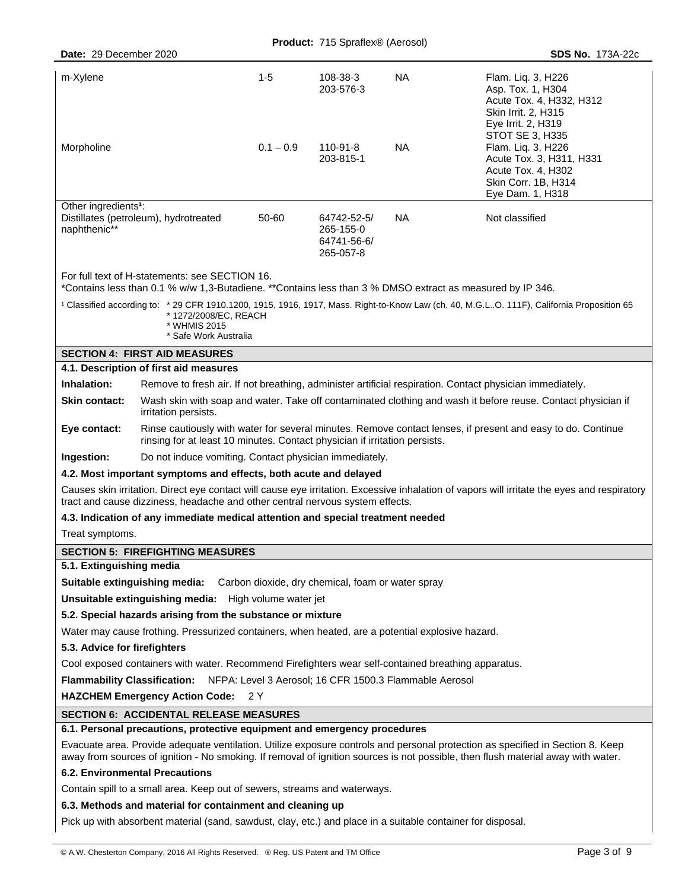| | | | | |
|---|---|---|---|---|
| m-Xylene | 1-5 | 108-38-3<br>203-576-3 | NA | Flam. Liq. 3, H226<br>Asp. Tox. 1, H304<br>Acute Tox. 4, H332, H312<br>Skin Irrit. 2, H315<br>Eye Irrit. 2, H319<br>STOT SE 3, H335 |
| Morpholine | 0.1 – 0.9 | 110-91-8<br>203-815-1 | NA | Flam. Liq. 3, H226<br>Acute Tox. 3, H311, H331<br>Acute Tox. 4, H302<br>Skin Corr. 1B, H314<br>Eye Dam. 1, H318 |
| Other ingredients[1]:<br>Distillates (petroleum), hydrotreated naphthenic** | 50-60 | 64742-52-5/<br>265-155-0<br>64741-56-6/<br>265-057-8 | NA | Not classified |

For full text of H-statements: see SECTION 16.
*Contains less than 0.1 % w/w 1,3-Butadiene. **Contains less than 3 % DMSO extract as measured by IP 346.

[1] Classified according to: * 29 CFR 1910.1200, 1915, 1916, 1917, Mass. Right-to-Know Law (ch. 40, M.G.L..O. 111F), California Proposition 65
* 1272/2008/EC, REACH
* WHMIS 2015
* Safe Work Australia

## SECTION 4: FIRST AID MEASURES

### 4.1. Description of first aid measures

**Inhalation:** Remove to fresh air. If not breathing, administer artificial respiration. Contact physician immediately.

**Skin contact:** Wash skin with soap and water. Take off contaminated clothing and wash it before reuse. Contact physician if irritation persists.

**Eye contact:** Rinse cautiously with water for several minutes. Remove contact lenses, if present and easy to do. Continue rinsing for at least 10 minutes. Contact physician if irritation persists.

**Ingestion:** Do not induce vomiting. Contact physician immediately.

### 4.2. Most important symptoms and effects, both acute and delayed

Causes skin irritation. Direct eye contact will cause eye irritation. Excessive inhalation of vapors will irritate the eyes and respiratory tract and cause dizziness, headache and other central nervous system effects.

### 4.3. Indication of any immediate medical attention and special treatment needed

Treat symptoms.

## SECTION 5: FIREFIGHTING MEASURES

### 5.1. Extinguishing media

**Suitable extinguishing media:** Carbon dioxide, dry chemical, foam or water spray

**Unsuitable extinguishing media:** High volume water jet

### 5.2. Special hazards arising from the substance or mixture

Water may cause frothing. Pressurized containers, when heated, are a potential explosive hazard.

### 5.3. Advice for firefighters

Cool exposed containers with water. Recommend Firefighters wear self-contained breathing apparatus.

**Flammability Classification:** NFPA: Level 3 Aerosol; 16 CFR 1500.3 Flammable Aerosol

**HAZCHEM Emergency Action Code:** 2 Y

## SECTION 6: ACCIDENTAL RELEASE MEASURES

### 6.1. Personal precautions, protective equipment and emergency procedures

Evacuate area. Provide adequate ventilation. Utilize exposure controls and personal protection as specified in Section 8. Keep away from sources of ignition - No smoking. If removal of ignition sources is not possible, then flush material away with water.

### 6.2. Environmental Precautions

Contain spill to a small area. Keep out of sewers, streams and waterways.

### 6.3. Methods and material for containment and cleaning up

Pick up with absorbent material (sand, sawdust, clay, etc.) and place in a suitable container for disposal.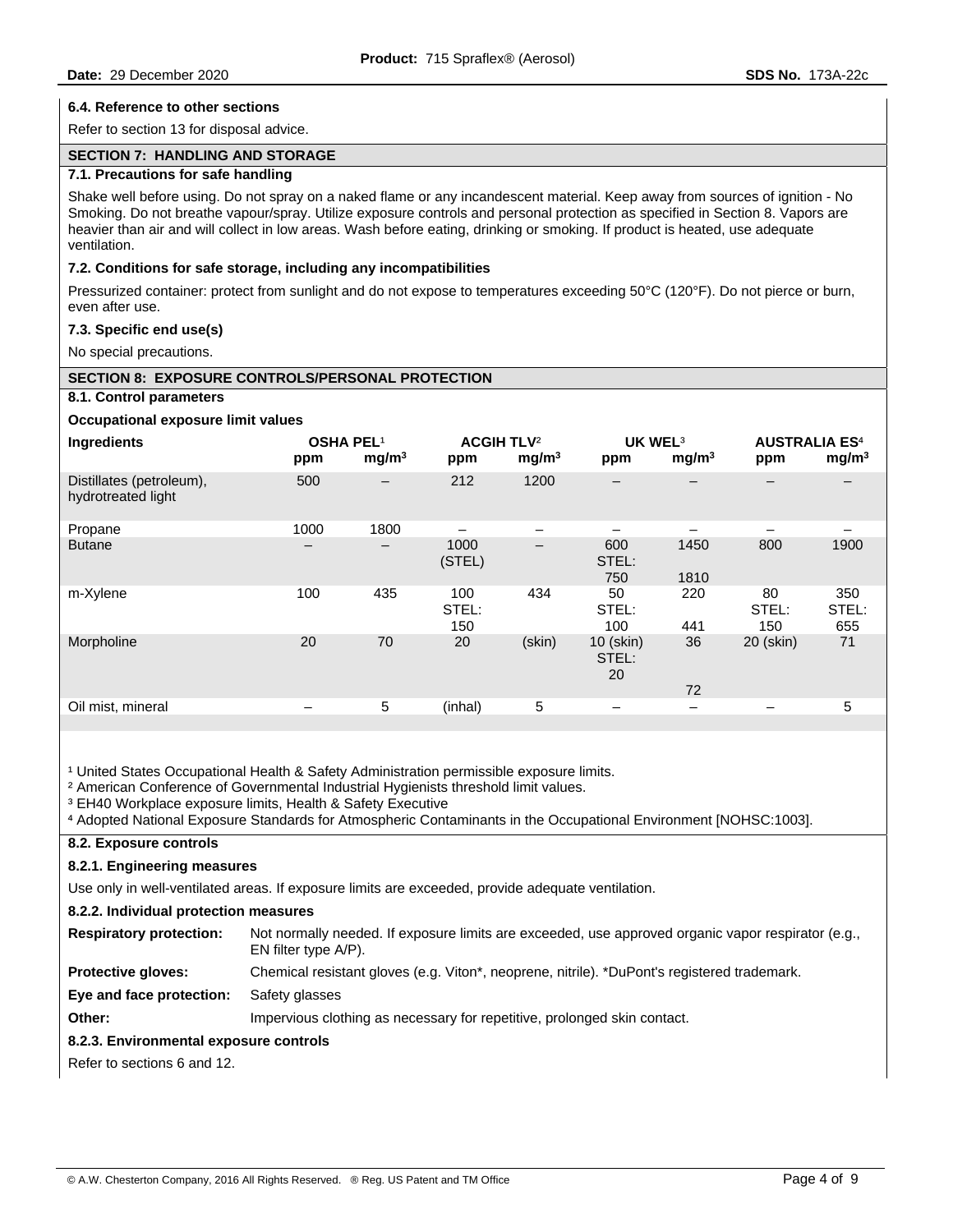### 6.4. Reference to other sections

Refer to section 13 for disposal advice.

## SECTION 7: HANDLING AND STORAGE

### 7.1. Precautions for safe handling

Shake well before using. Do not spray on a naked flame or any incandescent material. Keep away from sources of ignition - No Smoking. Do not breathe vapour/spray. Utilize exposure controls and personal protection as specified in Section 8. Vapors are heavier than air and will collect in low areas. Wash before eating, drinking or smoking. If product is heated, use adequate ventilation.

### 7.2. Conditions for safe storage, including any incompatibilities

Pressurized container: protect from sunlight and do not expose to temperatures exceeding 50°C (120°F). Do not pierce or burn, even after use.

### 7.3. Specific end use(s)

No special precautions.

## SECTION 8: EXPOSURE CONTROLS/PERSONAL PROTECTION

### 8.1. Control parameters

**Occupational exposure limit values**

| Ingredients | OSHA PEL[1] | | ACGIH TLV[2] | | UK WEL[3] | | AUSTRALIA ES[4] | |
|---|---|---|---|---|---|---|---|---|
| | ppm | $mg/m^3$ | ppm | $mg/m^3$ | ppm | $mg/m^3$ | ppm | $mg/m^3$ |
| Distillates (petroleum), hydrotreated light | 500 | – | 212 | 1200 | – | – | – | – |
| Propane | 1000 | 1800 | – | – | – | – | – | – |
| Butane | – | – | 1000 (STEL) | – | 600 STEL: 750 | 1450 1810 | 800 | 1900 |
| m-Xylene | 100 | 435 | 100 STEL: 150 | 434 | 50 STEL: 100 | 220 441 | 80 STEL: 150 | 350 STEL: 655 |
| Morpholine | 20 | 70 | 20 | (skin) | 10 (skin) STEL: 20 | 36 72 | 20 (skin) | 71 |
| Oil mist, mineral | – | 5 | (inhal) | 5 | – | – | – | 5 |

[1] United States Occupational Health & Safety Administration permissible exposure limits.
[2] American Conference of Governmental Industrial Hygienists threshold limit values.
[3] EH40 Workplace exposure limits, Health & Safety Executive
[4] Adopted National Exposure Standards for Atmospheric Contaminants in the Occupational Environment [NOHSC:1003].

### 8.2. Exposure controls

#### 8.2.1. Engineering measures

Use only in well-ventilated areas. If exposure limits are exceeded, provide adequate ventilation.

#### 8.2.2. Individual protection measures

**Respiratory protection:** Not normally needed. If exposure limits are exceeded, use approved organic vapor respirator (e.g., EN filter type A/P).

**Protective gloves:** Chemical resistant gloves (e.g. Viton*, neoprene, nitrile). *DuPont's registered trademark.

**Eye and face protection:** Safety glasses

**Other:** Impervious clothing as necessary for repetitive, prolonged skin contact.

#### 8.2.3. Environmental exposure controls

Refer to sections 6 and 12.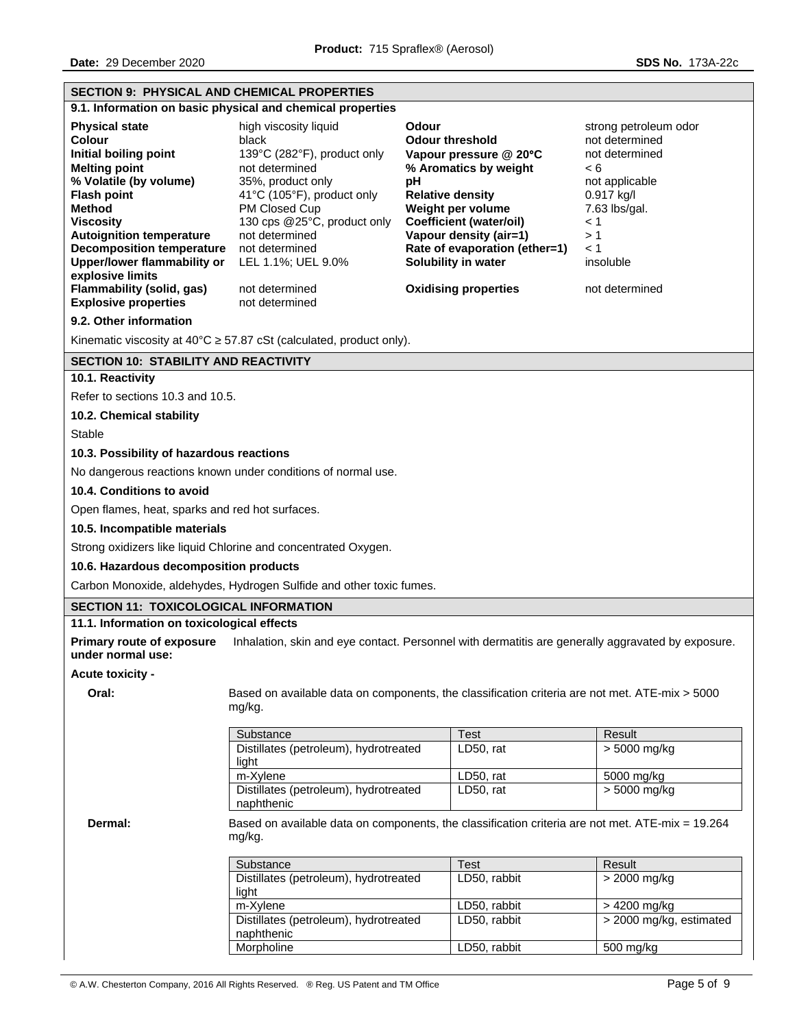## SECTION 9: PHYSICAL AND CHEMICAL PROPERTIES

### 9.1. Information on basic physical and chemical properties

| | | | |
|---|---|---|---|
| **Physical state** | high viscosity liquid | **Odour** | strong petroleum odor |
| **Colour** | black | **Odour threshold** | not determined |
| **Initial boiling point** | 139°C (282°F), product only | **Vapour pressure @ 20°C** | not determined |
| **Melting point** | not determined | **% Aromatics by weight** | < 6 |
| **% Volatile (by volume)** | 35%, product only | **pH** | not applicable |
| **Flash point** | 41°C (105°F), product only | **Relative density** | 0.917 kg/l |
| **Method** | PM Closed Cup | **Weight per volume** | 7.63 lbs/gal. |
| **Viscosity** | 130 cps @25°C, product only | **Coefficient (water/oil)** | < 1 |
| **Autoignition temperature** | not determined | **Vapour density (air=1)** | > 1 |
| **Decomposition temperature** | not determined | **Rate of evaporation (ether=1)** | < 1 |
| **Upper/lower flammability or explosive limits** | LEL 1.1%; UEL 9.0% | **Solubility in water** | insoluble |
| **Flammability (solid, gas)** | not determined | **Oxidising properties** | not determined |
| **Explosive properties** | not determined | | |

### 9.2. Other information

Kinematic viscosity at 40°C ≥ 57.87 cSt (calculated, product only).

## SECTION 10: STABILITY AND REACTIVITY

### 10.1. Reactivity

Refer to sections 10.3 and 10.5.

### 10.2. Chemical stability

Stable

### 10.3. Possibility of hazardous reactions

No dangerous reactions known under conditions of normal use.

### 10.4. Conditions to avoid

Open flames, heat, sparks and red hot surfaces.

### 10.5. Incompatible materials

Strong oxidizers like liquid Chlorine and concentrated Oxygen.

### 10.6. Hazardous decomposition products

Carbon Monoxide, aldehydes, Hydrogen Sulfide and other toxic fumes.

## SECTION 11: TOXICOLOGICAL INFORMATION

### 11.1. Information on toxicological effects

**Primary route of exposure under normal use:** Inhalation, skin and eye contact. Personnel with dermatitis are generally aggravated by exposure.

**Acute toxicity -**

**Oral:** Based on available data on components, the classification criteria are not met. ATE-mix > 5000 mg/kg.

| Substance | Test | Result |
|---|---|---|
| Distillates (petroleum), hydrotreated light | LD50, rat | > 5000 mg/kg |
| m-Xylene | LD50, rat | 5000 mg/kg |
| Distillates (petroleum), hydrotreated naphthenic | LD50, rat | > 5000 mg/kg |

**Dermal:** Based on available data on components, the classification criteria are not met. ATE-mix = 19.264 mg/kg.

| Substance | Test | Result |
|---|---|---|
| Distillates (petroleum), hydrotreated light | LD50, rabbit | > 2000 mg/kg |
| m-Xylene | LD50, rabbit | > 4200 mg/kg |
| Distillates (petroleum), hydrotreated naphthenic | LD50, rabbit | > 2000 mg/kg, estimated |
| Morpholine | LD50, rabbit | 500 mg/kg |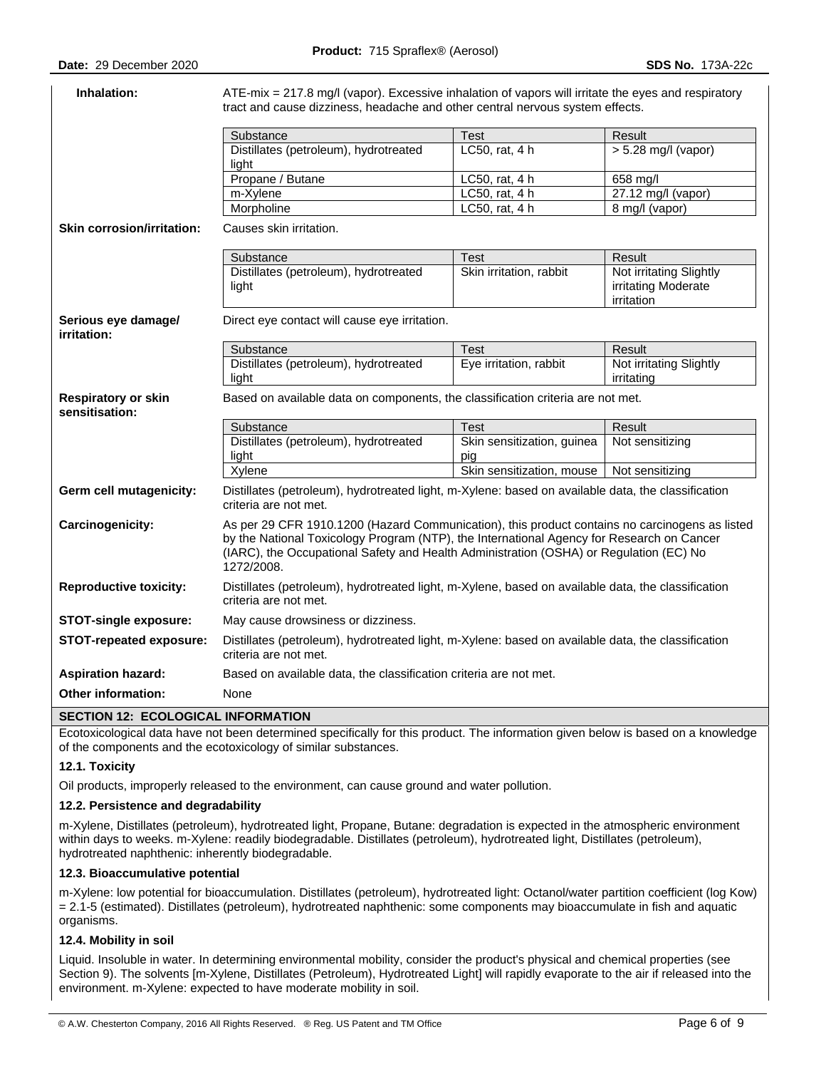**Inhalation:** ATE-mix = 217.8 mg/l (vapor). Excessive inhalation of vapors will irritate the eyes and respiratory tract and cause dizziness, headache and other central nervous system effects.

| Substance | Test | Result |
|---|---|---|
| Distillates (petroleum), hydrotreated light | LC50, rat, 4 h | > 5.28 mg/l (vapor) |
| Propane / Butane | LC50, rat, 4 h | 658 mg/l |
| m-Xylene | LC50, rat, 4 h | 27.12 mg/l (vapor) |
| Morpholine | LC50, rat, 4 h | 8 mg/l (vapor) |

**Skin corrosion/irritation:** Causes skin irritation.

| Substance | Test | Result |
|---|---|---|
| Distillates (petroleum), hydrotreated light | Skin irritation, rabbit | Not irritating Slightly irritating Moderate irritation |

**Serious eye damage/ irritation:** Direct eye contact will cause eye irritation.

| Substance | Test | Result |
|---|---|---|
| Distillates (petroleum), hydrotreated light | Eye irritation, rabbit | Not irritating Slightly irritating |

**Respiratory or skin sensitisation:** Based on available data on components, the classification criteria are not met.

| Substance | Test | Result |
|---|---|---|
| Distillates (petroleum), hydrotreated light | Skin sensitization, guinea pig | Not sensitizing |
| Xylene | Skin sensitization, mouse | Not sensitizing |

**Germ cell mutagenicity:** Distillates (petroleum), hydrotreated light, m-Xylene: based on available data, the classification criteria are not met.

**Carcinogenicity:** As per 29 CFR 1910.1200 (Hazard Communication), this product contains no carcinogens as listed by the National Toxicology Program (NTP), the International Agency for Research on Cancer (IARC), the Occupational Safety and Health Administration (OSHA) or Regulation (EC) No 1272/2008.

**Reproductive toxicity:** Distillates (petroleum), hydrotreated light, m-Xylene, based on available data, the classification criteria are not met.

**STOT-single exposure:** May cause drowsiness or dizziness.

**STOT-repeated exposure:** Distillates (petroleum), hydrotreated light, m-Xylene: based on available data, the classification criteria are not met.

**Aspiration hazard:** Based on available data, the classification criteria are not met.

**Other information:** None

## SECTION 12: ECOLOGICAL INFORMATION

Ecotoxicological data have not been determined specifically for this product. The information given below is based on a knowledge of the components and the ecotoxicology of similar substances.

### 12.1. Toxicity

Oil products, improperly released to the environment, can cause ground and water pollution.

### 12.2. Persistence and degradability

m-Xylene, Distillates (petroleum), hydrotreated light, Propane, Butane: degradation is expected in the atmospheric environment within days to weeks. m-Xylene: readily biodegradable. Distillates (petroleum), hydrotreated light, Distillates (petroleum), hydrotreated naphthenic: inherently biodegradable.

### 12.3. Bioaccumulative potential

m-Xylene: low potential for bioaccumulation. Distillates (petroleum), hydrotreated light: Octanol/water partition coefficient (log Kow) = 2.1-5 (estimated). Distillates (petroleum), hydrotreated naphthenic: some components may bioaccumulate in fish and aquatic organisms.

### 12.4. Mobility in soil

Liquid. Insoluble in water. In determining environmental mobility, consider the product's physical and chemical properties (see Section 9). The solvents [m-Xylene, Distillates (Petroleum), Hydrotreated Light] will rapidly evaporate to the air if released into the environment. m-Xylene: expected to have moderate mobility in soil.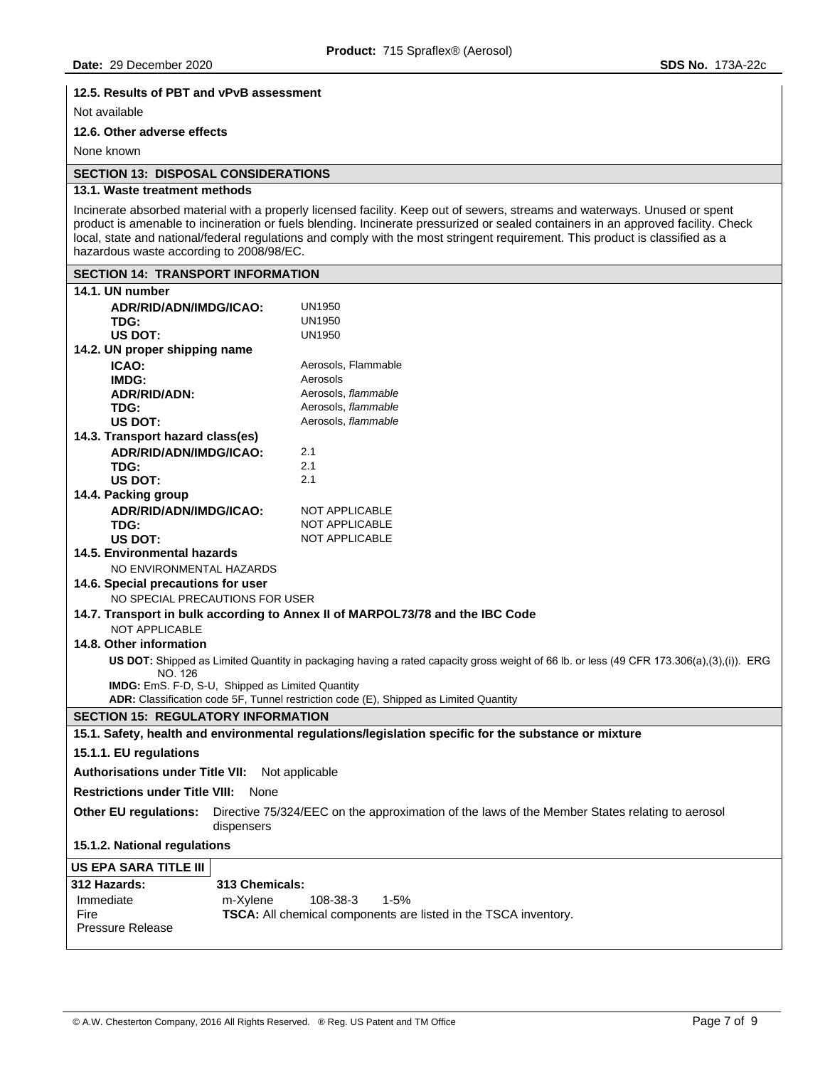**12.5. Results of PBT and vPvB assessment**

Not available

**12.6. Other adverse effects**

None known

## SECTION 13: DISPOSAL CONSIDERATIONS

**13.1. Waste treatment methods**

Incinerate absorbed material with a properly licensed facility. Keep out of sewers, streams and waterways. Unused or spent product is amenable to incineration or fuels blending. Incinerate pressurized or sealed containers in an approved facility. Check local, state and national/federal regulations and comply with the most stringent requirement. This product is classified as a hazardous waste according to 2008/98/EC.

## SECTION 14: TRANSPORT INFORMATION

**14.1. UN number**

| | |
|---|---|
| **ADR/RID/ADN/IMDG/ICAO:** | UN1950 |
| **TDG:** | UN1950 |
| **US DOT:** | UN1950 |

**14.2. UN proper shipping name**

| | |
|---|---|
| **ICAO:** | Aerosols, Flammable |
| **IMDG:** | Aerosols |
| **ADR/RID/ADN:** | Aerosols, *flammable* |
| **TDG:** | Aerosols, *flammable* |
| **US DOT:** | Aerosols, *flammable* |

**14.3. Transport hazard class(es)**

| | |
|---|---|
| **ADR/RID/ADN/IMDG/ICAO:** | 2.1 |
| **TDG:** | 2.1 |
| **US DOT:** | 2.1 |

**14.4. Packing group**

| | |
|---|---|
| **ADR/RID/ADN/IMDG/ICAO:** | NOT APPLICABLE |
| **TDG:** | NOT APPLICABLE |
| **US DOT:** | NOT APPLICABLE |

**14.5. Environmental hazards**

NO ENVIRONMENTAL HAZARDS

**14.6. Special precautions for user**

NO SPECIAL PRECAUTIONS FOR USER

**14.7. Transport in bulk according to Annex II of MARPOL73/78 and the IBC Code**

NOT APPLICABLE

**14.8. Other information**

**US DOT:** Shipped as Limited Quantity in packaging having a rated capacity gross weight of 66 lb. or less (49 CFR 173.306(a),(3),(i)). ERG NO. 126

**IMDG:** EmS. F-D, S-U, Shipped as Limited Quantity

**ADR:** Classification code 5F, Tunnel restriction code (E), Shipped as Limited Quantity

## SECTION 15: REGULATORY INFORMATION

**15.1. Safety, health and environmental regulations/legislation specific for the substance or mixture**

**15.1.1. EU regulations**

**Authorisations under Title VII:** Not applicable

**Restrictions under Title VIII:** None

**Other EU regulations:** Directive 75/324/EEC on the approximation of the laws of the Member States relating to aerosol dispensers

**15.1.2. National regulations**

**US EPA SARA TITLE III**

| 312 Hazards: | 313 Chemicals: | | |
|---|---|---|---|
| Immediate | m-Xylene | 108-38-3 | 1-5% |
| Fire | **TSCA:** All chemical components are listed in the TSCA inventory. | | |
| Pressure Release | | | |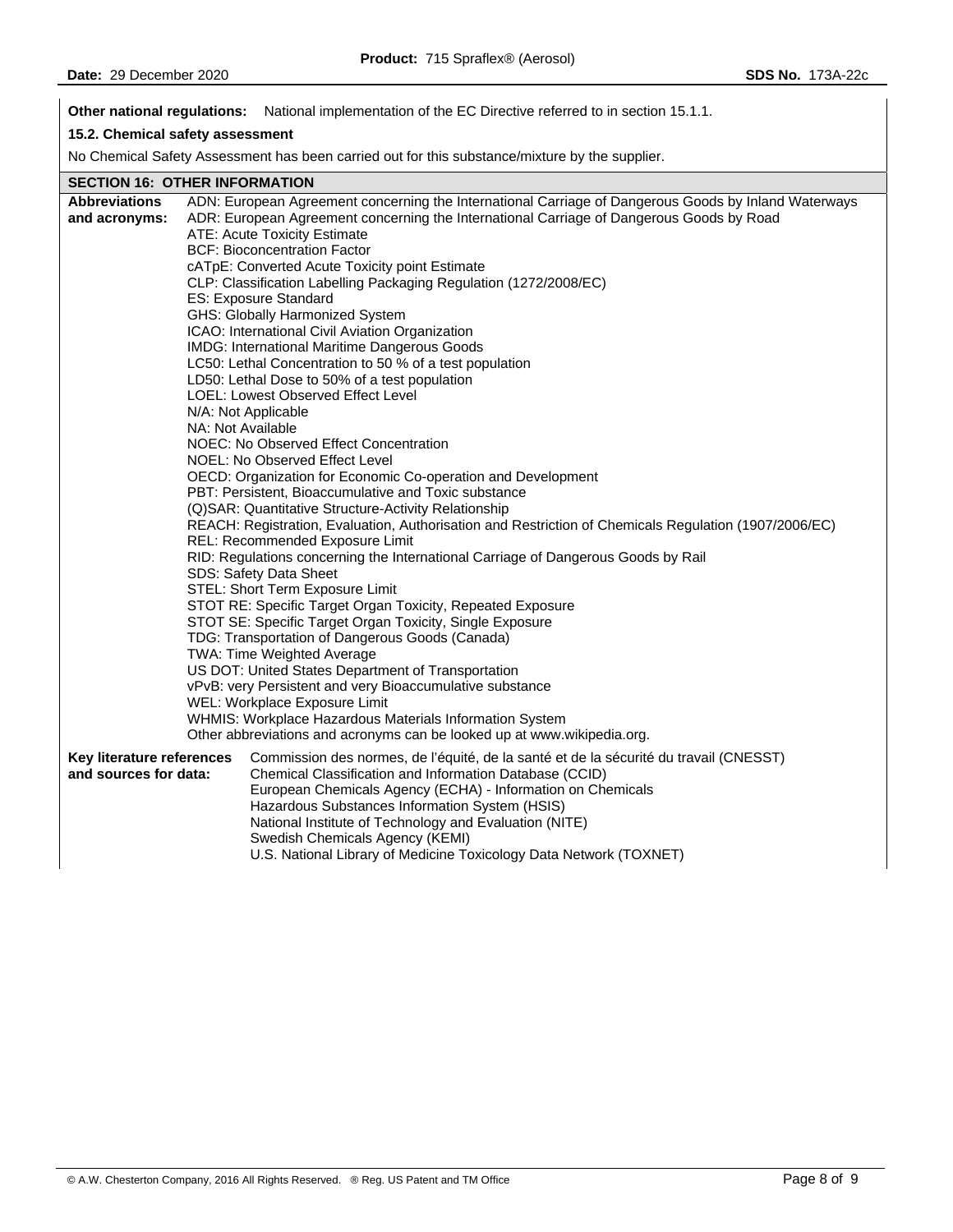**Other national regulations:** National implementation of the EC Directive referred to in section 15.1.1.

**15.2. Chemical safety assessment**

No Chemical Safety Assessment has been carried out for this substance/mixture by the supplier.

## SECTION 16: OTHER INFORMATION

**Abbreviations and acronyms:**

ADN: European Agreement concerning the International Carriage of Dangerous Goods by Inland Waterways
ADR: European Agreement concerning the International Carriage of Dangerous Goods by Road
ATE: Acute Toxicity Estimate
BCF: Bioconcentration Factor
cATpE: Converted Acute Toxicity point Estimate
CLP: Classification Labelling Packaging Regulation (1272/2008/EC)
ES: Exposure Standard
GHS: Globally Harmonized System
ICAO: International Civil Aviation Organization
IMDG: International Maritime Dangerous Goods
LC50: Lethal Concentration to 50 % of a test population
LD50: Lethal Dose to 50% of a test population
LOEL: Lowest Observed Effect Level
N/A: Not Applicable
NA: Not Available
NOEC: No Observed Effect Concentration
NOEL: No Observed Effect Level
OECD: Organization for Economic Co-operation and Development
PBT: Persistent, Bioaccumulative and Toxic substance
(Q)SAR: Quantitative Structure-Activity Relationship
REACH: Registration, Evaluation, Authorisation and Restriction of Chemicals Regulation (1907/2006/EC)
REL: Recommended Exposure Limit
RID: Regulations concerning the International Carriage of Dangerous Goods by Rail
SDS: Safety Data Sheet
STEL: Short Term Exposure Limit
STOT RE: Specific Target Organ Toxicity, Repeated Exposure
STOT SE: Specific Target Organ Toxicity, Single Exposure
TDG: Transportation of Dangerous Goods (Canada)
TWA: Time Weighted Average
US DOT: United States Department of Transportation
vPvB: very Persistent and very Bioaccumulative substance
WEL: Workplace Exposure Limit
WHMIS: Workplace Hazardous Materials Information System
Other abbreviations and acronyms can be looked up at www.wikipedia.org.

**Key literature references and sources for data:**

Commission des normes, de l'équité, de la santé et de la sécurité du travail (CNESST)
Chemical Classification and Information Database (CCID)
European Chemicals Agency (ECHA) - Information on Chemicals
Hazardous Substances Information System (HSIS)
National Institute of Technology and Evaluation (NITE)
Swedish Chemicals Agency (KEMI)
U.S. National Library of Medicine Toxicology Data Network (TOXNET)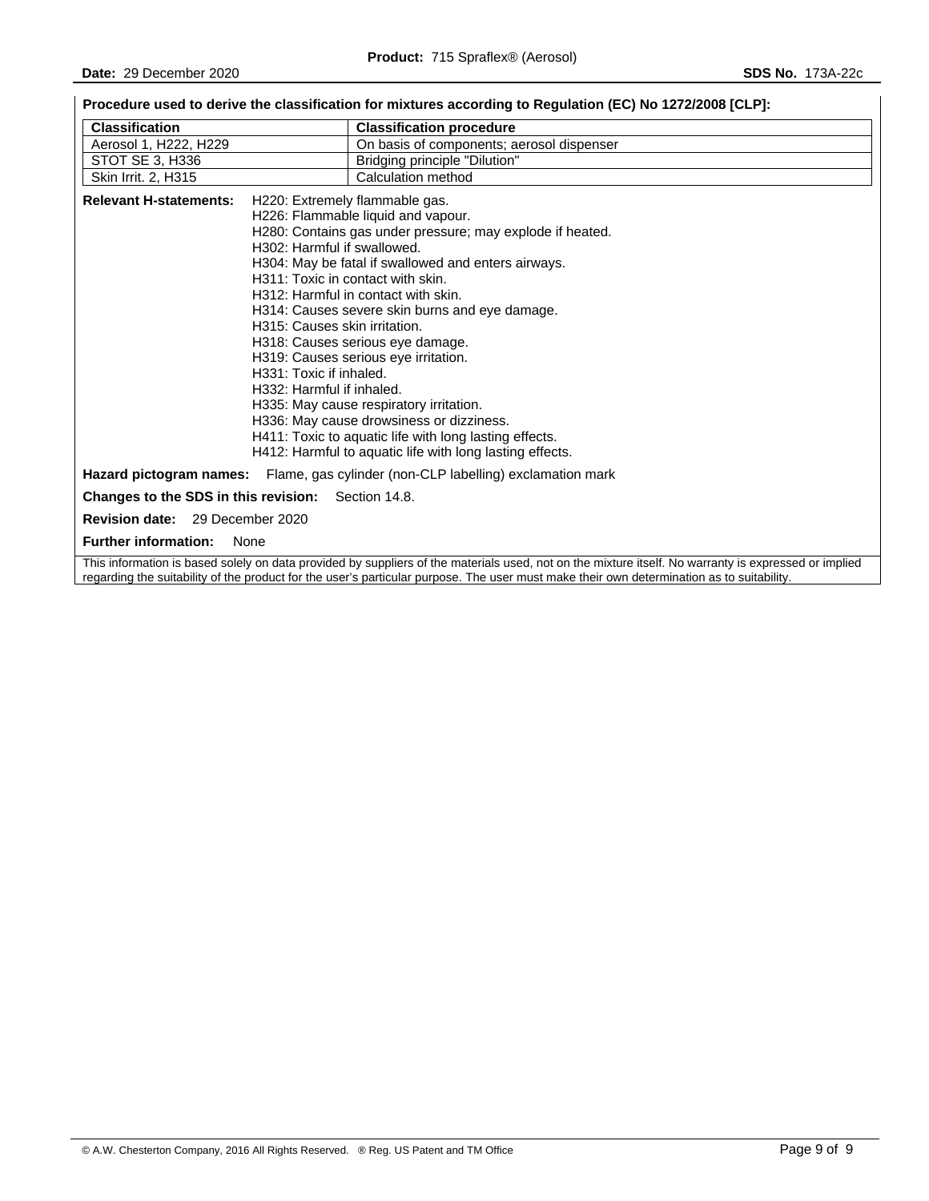**Procedure used to derive the classification for mixtures according to Regulation (EC) No 1272/2008 [CLP]:**

| Classification | Classification procedure |
|---|---|
| Aerosol 1, H222, H229 | On basis of components; aerosol dispenser |
| STOT SE 3, H336 | Bridging principle "Dilution" |
| Skin Irrit. 2, H315 | Calculation method |

**Relevant H-statements:**

H220: Extremely flammable gas.
H226: Flammable liquid and vapour.
H280: Contains gas under pressure; may explode if heated.
H302: Harmful if swallowed.
H304: May be fatal if swallowed and enters airways.
H311: Toxic in contact with skin.
H312: Harmful in contact with skin.
H314: Causes severe skin burns and eye damage.
H315: Causes skin irritation.
H318: Causes serious eye damage.
H319: Causes serious eye irritation.
H331: Toxic if inhaled.
H332: Harmful if inhaled.
H335: May cause respiratory irritation.
H336: May cause drowsiness or dizziness.
H411: Toxic to aquatic life with long lasting effects.
H412: Harmful to aquatic life with long lasting effects.

**Hazard pictogram names:** Flame, gas cylinder (non-CLP labelling) exclamation mark

**Changes to the SDS in this revision:** Section 14.8.

**Revision date:** 29 December 2020

**Further information:** None

This information is based solely on data provided by suppliers of the materials used, not on the mixture itself. No warranty is expressed or implied regarding the suitability of the product for the user's particular purpose. The user must make their own determination as to suitability.

© A.W. Chesterton Company, 2016 All Rights Reserved. ® Reg. US Patent and TM Office